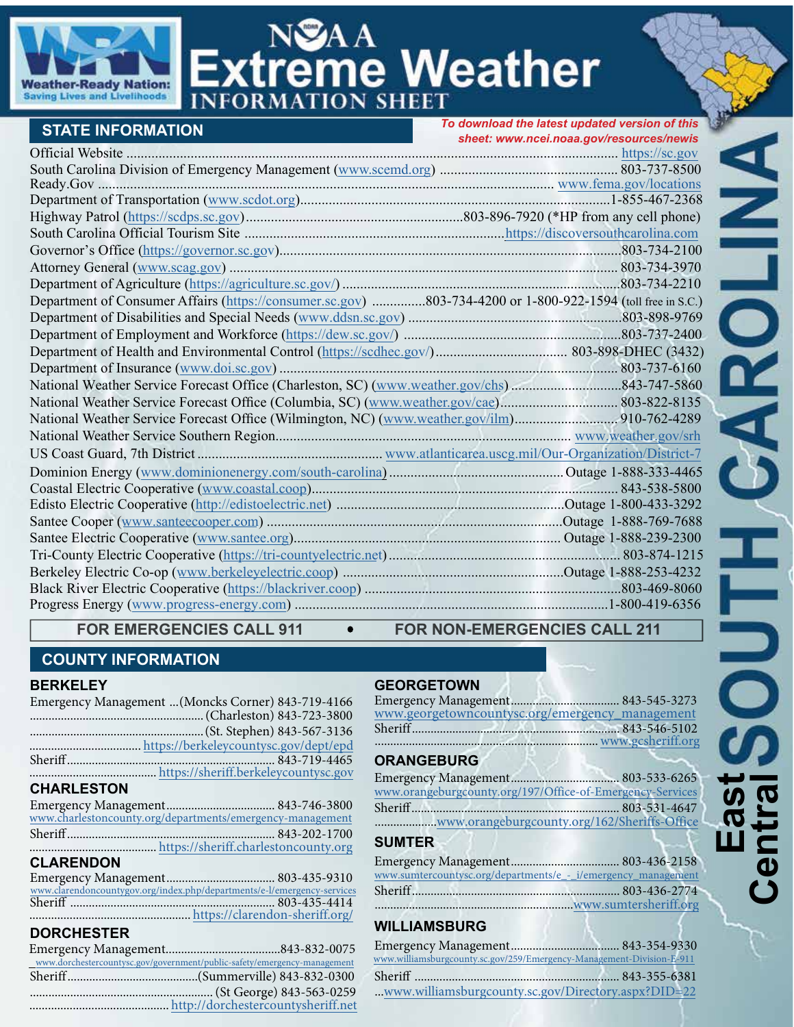# NOAA Extreme Weather INFORMATION SHEET

Weather-Ready Nation: Saving Lives and Livelihoods

**SOUTH CAROLINA** — **East Central**

## STATE INFORMATION

*To download the latest updated version of this sheet: www.ncei.noaa.gov/resources/newis*

Official Website ............ https://sc.gov
South Carolina Division of Emergency Management (www.scemd.org) ............ 803-737-8500
Ready.Gov ............ www.fema.gov/locations
Department of Transportation (www.scdot.org) ............ 1-855-467-2368
Highway Patrol (https://scdps.sc.gov) ............ 803-896-7920 (*HP from any cell phone)
South Carolina Official Tourism Site ............ https://discoversouthcarolina.com
Governor's Office (https://governor.sc.gov) ............ 803-734-2100
Attorney General (www.scag.gov) ............ 803-734-3970
Department of Agriculture (https://agriculture.sc.gov/) ............ 803-734-2210
Department of Consumer Affairs (https://consumer.sc.gov) ............ 803-734-4200 or 1-800-922-1594 (toll free in S.C.)
Department of Disabilities and Special Needs (www.ddsn.sc.gov) ............ 803-898-9769
Department of Employment and Workforce (https://dew.sc.gov/) ............ 803-737-2400
Department of Health and Environmental Control (https://scdhec.gov/) ............ 803-898-DHEC (3432)
Department of Insurance (www.doi.sc.gov) ............ 803-737-6160
National Weather Service Forecast Office (Charleston, SC) (www.weather.gov/chs) ............ 843-747-5860
National Weather Service Forecast Office (Columbia, SC) (www.weather.gov/cae) ............ 803-822-8135
National Weather Service Forecast Office (Wilmington, NC) (www.weather.gov/ilm) ............ 910-762-4289
National Weather Service Southern Region ............ www.weather.gov/srh
US Coast Guard, 7th District ............ www.atlanticarea.uscg.mil/Our-Organization/District-7
Dominion Energy (www.dominionenergy.com/south-carolina) ............ Outage 1-888-333-4465
Coastal Electric Cooperative (www.coastal.coop) ............ 843-538-5800
Edisto Electric Cooperative (http://edistoelectric.net) ............ Outage 1-800-433-3292
Santee Cooper (www.santeecooper.com) ............ Outage 1-888-769-7688
Santee Electric Cooperative (www.santee.org) ............ Outage 1-888-239-2300
Tri-County Electric Cooperative (https://tri-countyelectric.net) ............ 803-874-1215
Berkeley Electric Co-op (www.berkeleyelectric.coop) ............ Outage 1-888-253-4232
Black River Electric Cooperative (https://blackriver.coop) ............ 803-469-8060
Progress Energy (www.progress-energy.com) ............ 1-800-419-6356

**FOR EMERGENCIES CALL 911 • FOR NON-EMERGENCIES CALL 211**

## COUNTY INFORMATION

### BERKELEY

Emergency Management ...(Moncks Corner) 843-719-4166
............ (Charleston) 843-723-3800
............ (St. Stephen) 843-567-3136
............ https://berkeleycountysc.gov/dept/epd
Sheriff ............ 843-719-4465
............ https://sheriff.berkeleycountysc.gov

### CHARLESTON

Emergency Management ............ 843-746-3800
www.charlestoncounty.org/departments/emergency-management
Sheriff ............ 843-202-1700
............ https://sheriff.charlestoncounty.org

### CLARENDON

Emergency Management ............ 803-435-9310
www.clarendoncountygov.org/index.php/departments/e-l/emergency-services
Sheriff ............ 803-435-4414
............ https://clarendon-sheriff.org/

### DORCHESTER

Emergency Management ............ 843-832-0075
www.dorchestercountysc.gov/government/public-safety/emergency-management
Sheriff ............ (Summerville) 843-832-0300
............ (St George) 843-563-0259
............ http://dorchestercountysheriff.net

### GEORGETOWN

Emergency Management ............ 843-545-3273
www.georgetowncountysc.org/emergency_management
Sheriff ............ 843-546-5102
............ www.gcsheriff.org

### ORANGEBURG

Emergency Management ............ 803-533-6265
www.orangeburgcounty.org/197/Office-of-Emergency-Services
Sheriff ............ 803-531-4647
............ www.orangeburgcounty.org/162/Sheriffs-Office

### SUMTER

Emergency Management ............ 803-436-2158
www.sumtercountysc.org/departments/e_-_i/emergency_management
Sheriff ............ 803-436-2774
............ www.sumtersheriff.org

### WILLIAMSBURG

Emergency Management ............ 843-354-9330
www.williamsburgcounty.sc.gov/259/Emergency-Management-Division-E-911
Sheriff ............ 843-355-6381
...www.williamsburgcounty.sc.gov/Directory.aspx?DID=22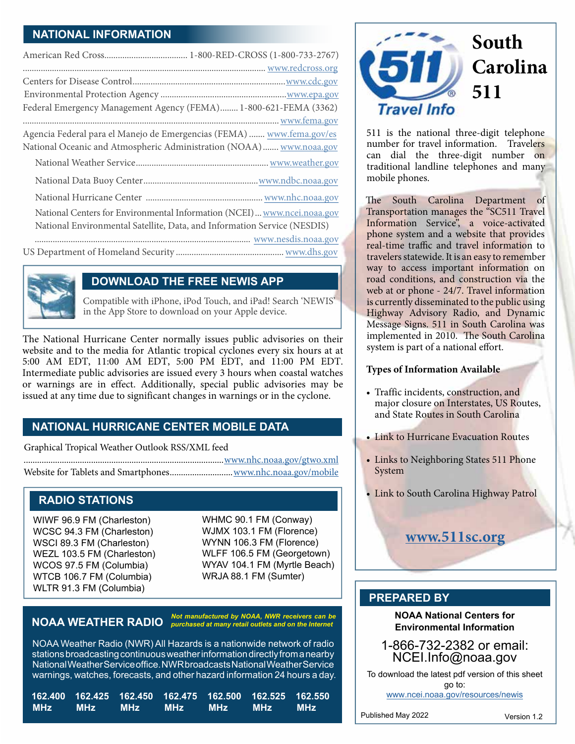## NATIONAL INFORMATION

American Red Cross..................................... 1-800-RED-CROSS (1-800-733-2767)
........................................................................................................ www.redcross.org
Centers for Disease Control.................................................................www.cdc.gov
Environmental Protection Agency .......................................................www.epa.gov
Federal Emergency Management Agency (FEMA)........ 1-800-621-FEMA (3362)
........................................................................................................ www.fema.gov
Agencia Federal para el Manejo de Emergencias (FEMA) ....... www.fema.gov/es
National Oceanic and Atmospheric Administration (NOAA)....... www.noaa.gov

- National Weather Service........................................................ www.weather.gov
- National Data Buoy Center................................................www.ndbc.noaa.gov
- National Hurricane Center .................................................. www.nhc.noaa.gov
- National Centers for Environmental Information (NCEI)... www.ncei.noaa.gov
- National Environmental Satellite, Data, and Information Service (NESDIS) ............................................................................................ www.nesdis.noaa.gov

US Department of Homeland Security ............................................... www.dhs.gov

## DOWNLOAD THE FREE NEWIS APP

Compatible with iPhone, iPod Touch, and iPad! Search 'NEWIS' in the App Store to download on your Apple device.

The National Hurricane Center normally issues public advisories on their website and to the media for Atlantic tropical cyclones every six hours at at 5:00 AM EDT, 11:00 AM EDT, 5:00 PM EDT, and 11:00 PM EDT. Intermediate public advisories are issued every 3 hours when coastal watches or warnings are in effect. Additionally, special public advisories may be issued at any time due to significant changes in warnings or in the cyclone.

## NATIONAL HURRICANE CENTER MOBILE DATA

Graphical Tropical Weather Outlook RSS/XML feed
.......................................................................................www.nhc.noaa.gov/gtwo.xml
Website for Tablets and Smartphones...........................www.nhc.noaa.gov/mobile

## RADIO STATIONS

WIWF 96.9 FM (Charleston)
WCSC 94.3 FM (Charleston)
WSCI 89.3 FM (Charleston)
WEZL 103.5 FM (Charleston)
WCOS 97.5 FM (Columbia)
WTCB 106.7 FM (Columbia)
WLTR 91.3 FM (Columbia)
WHMC 90.1 FM (Conway)
WJMX 103.1 FM (Florence)
WYNN 106.3 FM (Florence)
WLFF 106.5 FM (Georgetown)
WYAV 104.1 FM (Myrtle Beach)
WRJA 88.1 FM (Sumter)

## NOAA WEATHER RADIO

*Not manufactured by NOAA, NWR receivers can be purchased at many retail outlets and on the Internet*

NOAA Weather Radio (NWR) All Hazards is a nationwide network of radio stations broadcasting continuous weather information directly from a nearby National Weather Service office. NWR broadcasts National Weather Service warnings, watches, forecasts, and other hazard information 24 hours a day.

**162.400 MHz | 162.425 MHz | 162.450 MHz | 162.475 MHz | 162.500 MHz | 162.525 MHz | 162.550 MHz**

# South Carolina 511

511 Travel Info

511 is the national three-digit telephone number for travel information. Travelers can dial the three-digit number on traditional landline telephones and many mobile phones.

The South Carolina Department of Transportation manages the "SC511 Travel Information Service", a voice-activated phone system and a website that provides real-time traffic and travel information to travelers statewide. It is an easy to remember way to access important information on road conditions, and construction via the web at or phone - 24/7. Travel information is currently disseminated to the public using Highway Advisory Radio, and Dynamic Message Signs. 511 in South Carolina was implemented in 2010. The South Carolina system is part of a national effort.

**Types of Information Available**

- Traffic incidents, construction, and major closure on Interstates, US Routes, and State Routes in South Carolina
- Link to Hurricane Evacuation Routes
- Links to Neighboring States 511 Phone System
- Link to South Carolina Highway Patrol

**www.511sc.org**

## PREPARED BY

**NOAA National Centers for Environmental Information**

1-866-732-2382 or email: NCEI.Info@noaa.gov

To download the latest pdf version of this sheet go to: www.ncei.noaa.gov/resources/newis

Published May 2022 Version 1.2